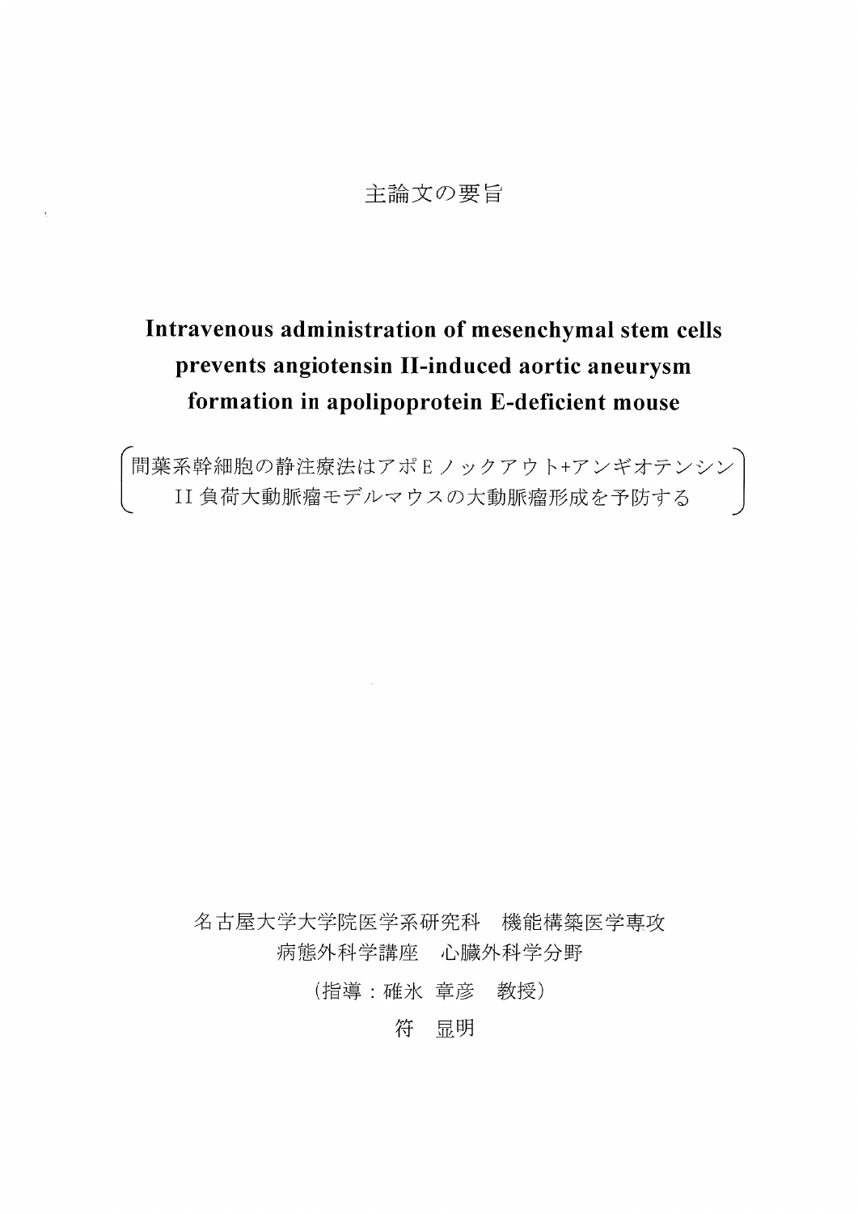主論文の要旨

# Intravenous administration of mesenchymal stem cells prevents angiotensin II-induced aortic aneurysm formation in apolipoprotein E-deficient mouse

（間葉系幹細胞の静注療法はアポＥノックアウト+アンギオテンシンII 負荷大動脈瘤モデルマウスの大動脈瘤形成を予防する）

名古屋大学大学院医学系研究科　機能構築医学専攻
病態外科学講座　心臓外科学分野

（指導：碓氷 章彦　教授）

符　显明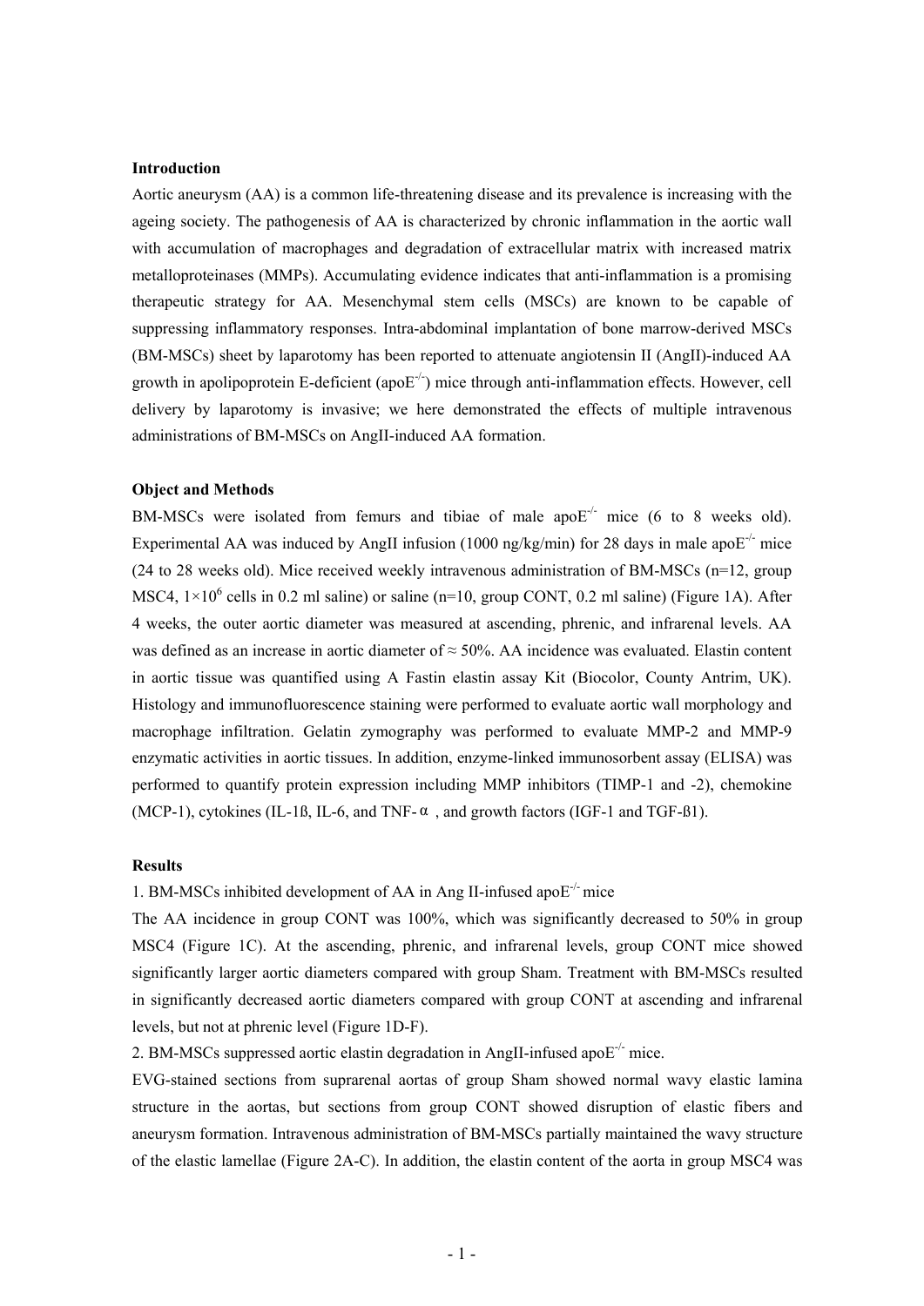**Introduction**

Aortic aneurysm (AA) is a common life-threatening disease and its prevalence is increasing with the ageing society. The pathogenesis of AA is characterized by chronic inflammation in the aortic wall with accumulation of macrophages and degradation of extracellular matrix with increased matrix metalloproteinases (MMPs). Accumulating evidence indicates that anti-inflammation is a promising therapeutic strategy for AA. Mesenchymal stem cells (MSCs) are known to be capable of suppressing inflammatory responses. Intra-abdominal implantation of bone marrow-derived MSCs (BM-MSCs) sheet by laparotomy has been reported to attenuate angiotensin II (AngII)-induced AA growth in apolipoprotein E-deficient (apoE$^{-/-}$) mice through anti-inflammation effects. However, cell delivery by laparotomy is invasive; we here demonstrated the effects of multiple intravenous administrations of BM-MSCs on AngII-induced AA formation.

**Object and Methods**

BM-MSCs were isolated from femurs and tibiae of male apoE$^{-/-}$ mice (6 to 8 weeks old). Experimental AA was induced by AngII infusion (1000 ng/kg/min) for 28 days in male apoE$^{-/-}$ mice (24 to 28 weeks old). Mice received weekly intravenous administration of BM-MSCs (n=12, group MSC4, $1 \times 10^6$ cells in 0.2 ml saline) or saline (n=10, group CONT, 0.2 ml saline) (Figure 1A). After 4 weeks, the outer aortic diameter was measured at ascending, phrenic, and infrarenal levels. AA was defined as an increase in aortic diameter of ≈ 50%. AA incidence was evaluated. Elastin content in aortic tissue was quantified using A Fastin elastin assay Kit (Biocolor, County Antrim, UK). Histology and immunofluorescence staining were performed to evaluate aortic wall morphology and macrophage infiltration. Gelatin zymography was performed to evaluate MMP-2 and MMP-9 enzymatic activities in aortic tissues. In addition, enzyme-linked immunosorbent assay (ELISA) was performed to quantify protein expression including MMP inhibitors (TIMP-1 and -2), chemokine (MCP-1), cytokines (IL-1ß, IL-6, and TNF-α, and growth factors (IGF-1 and TGF-ß1).

**Results**

1. BM-MSCs inhibited development of AA in Ang II-infused apoE$^{-/-}$ mice

The AA incidence in group CONT was 100%, which was significantly decreased to 50% in group MSC4 (Figure 1C). At the ascending, phrenic, and infrarenal levels, group CONT mice showed significantly larger aortic diameters compared with group Sham. Treatment with BM-MSCs resulted in significantly decreased aortic diameters compared with group CONT at ascending and infrarenal levels, but not at phrenic level (Figure 1D-F).

2. BM-MSCs suppressed aortic elastin degradation in AngII-infused apoE$^{-/-}$ mice.

EVG-stained sections from suprarenal aortas of group Sham showed normal wavy elastic lamina structure in the aortas, but sections from group CONT showed disruption of elastic fibers and aneurysm formation. Intravenous administration of BM-MSCs partially maintained the wavy structure of the elastic lamellae (Figure 2A-C). In addition, the elastin content of the aorta in group MSC4 was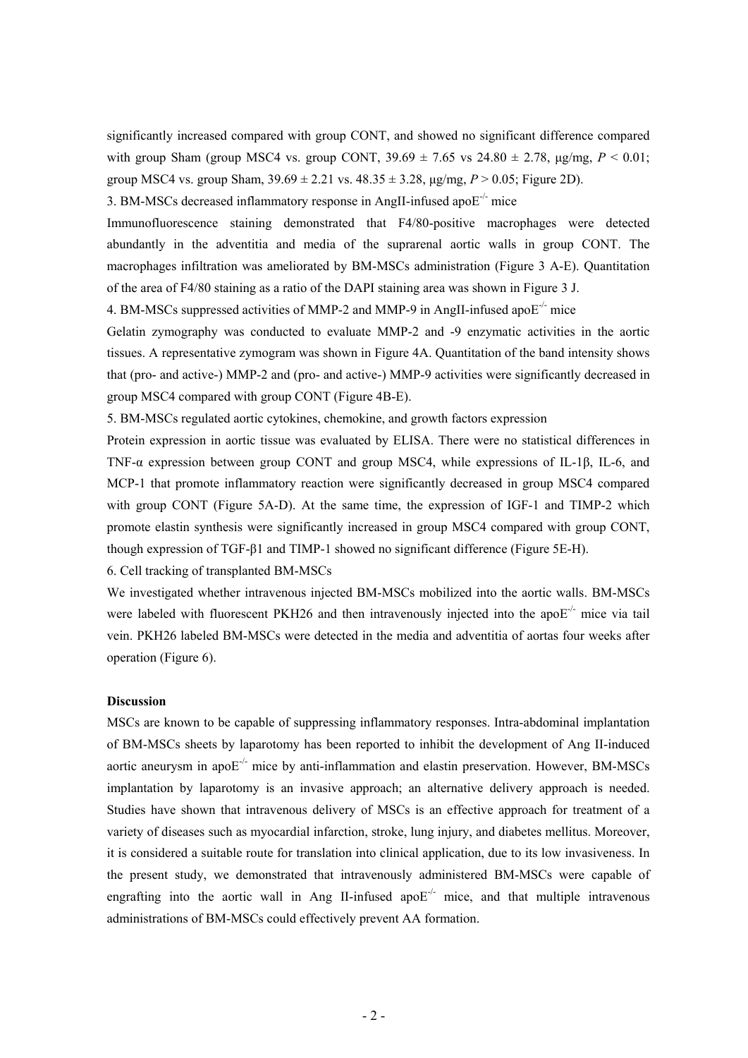significantly increased compared with group CONT, and showed no significant difference compared with group Sham (group MSC4 vs. group CONT, $39.69 \pm 7.65$ vs $24.80 \pm 2.78$, μg/mg, $P < 0.01$; group MSC4 vs. group Sham, $39.69 \pm 2.21$ vs. $48.35 \pm 3.28$, μg/mg, $P > 0.05$; Figure 2D).

3. BM-MSCs decreased inflammatory response in AngII-infused $apoE^{-/-}$ mice

Immunofluorescence staining demonstrated that F4/80-positive macrophages were detected abundantly in the adventitia and media of the suprarenal aortic walls in group CONT. The macrophages infiltration was ameliorated by BM-MSCs administration (Figure 3 A-E). Quantitation of the area of F4/80 staining as a ratio of the DAPI staining area was shown in Figure 3 J.

4. BM-MSCs suppressed activities of MMP-2 and MMP-9 in AngII-infused $apoE^{-/-}$ mice

Gelatin zymography was conducted to evaluate MMP-2 and -9 enzymatic activities in the aortic tissues. A representative zymogram was shown in Figure 4A. Quantitation of the band intensity shows that (pro- and active-) MMP-2 and (pro- and active-) MMP-9 activities were significantly decreased in group MSC4 compared with group CONT (Figure 4B-E).

5. BM-MSCs regulated aortic cytokines, chemokine, and growth factors expression

Protein expression in aortic tissue was evaluated by ELISA. There were no statistical differences in TNF-α expression between group CONT and group MSC4, while expressions of IL-1β, IL-6, and MCP-1 that promote inflammatory reaction were significantly decreased in group MSC4 compared with group CONT (Figure 5A-D). At the same time, the expression of IGF-1 and TIMP-2 which promote elastin synthesis were significantly increased in group MSC4 compared with group CONT, though expression of TGF-β1 and TIMP-1 showed no significant difference (Figure 5E-H).

6. Cell tracking of transplanted BM-MSCs

We investigated whether intravenous injected BM-MSCs mobilized into the aortic walls. BM-MSCs were labeled with fluorescent PKH26 and then intravenously injected into the $apoE^{-/-}$ mice via tail vein. PKH26 labeled BM-MSCs were detected in the media and adventitia of aortas four weeks after operation (Figure 6).

**Discussion**

MSCs are known to be capable of suppressing inflammatory responses. Intra-abdominal implantation of BM-MSCs sheets by laparotomy has been reported to inhibit the development of Ang II-induced aortic aneurysm in $apoE^{-/-}$ mice by anti-inflammation and elastin preservation. However, BM-MSCs implantation by laparotomy is an invasive approach; an alternative delivery approach is needed. Studies have shown that intravenous delivery of MSCs is an effective approach for treatment of a variety of diseases such as myocardial infarction, stroke, lung injury, and diabetes mellitus. Moreover, it is considered a suitable route for translation into clinical application, due to its low invasiveness. In the present study, we demonstrated that intravenously administered BM-MSCs were capable of engrafting into the aortic wall in Ang II-infused $apoE^{-/-}$ mice, and that multiple intravenous administrations of BM-MSCs could effectively prevent AA formation.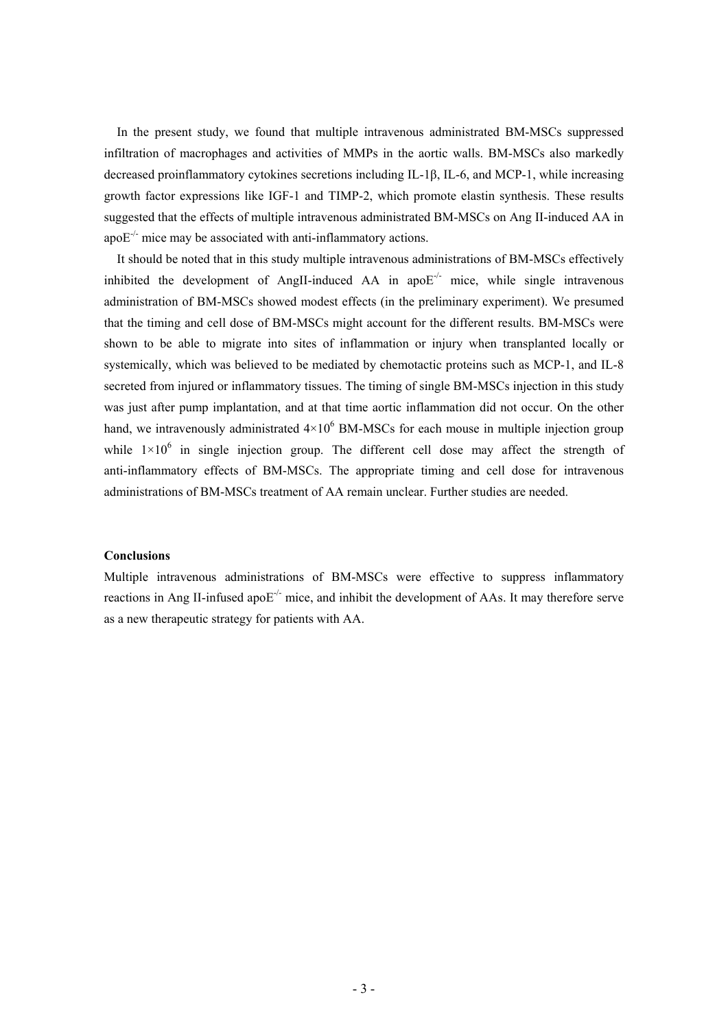In the present study, we found that multiple intravenous administrated BM-MSCs suppressed infiltration of macrophages and activities of MMPs in the aortic walls. BM-MSCs also markedly decreased proinflammatory cytokines secretions including IL-1β, IL-6, and MCP-1, while increasing growth factor expressions like IGF-1 and TIMP-2, which promote elastin synthesis. These results suggested that the effects of multiple intravenous administrated BM-MSCs on Ang II-induced AA in apo$E^{-/-}$ mice may be associated with anti-inflammatory actions.

It should be noted that in this study multiple intravenous administrations of BM-MSCs effectively inhibited the development of AngII-induced AA in apo$E^{-/-}$ mice, while single intravenous administration of BM-MSCs showed modest effects (in the preliminary experiment). We presumed that the timing and cell dose of BM-MSCs might account for the different results. BM-MSCs were shown to be able to migrate into sites of inflammation or injury when transplanted locally or systemically, which was believed to be mediated by chemotactic proteins such as MCP-1, and IL-8 secreted from injured or inflammatory tissues. The timing of single BM-MSCs injection in this study was just after pump implantation, and at that time aortic inflammation did not occur. On the other hand, we intravenously administrated $4\times10^6$ BM-MSCs for each mouse in multiple injection group while $1\times10^6$ in single injection group. The different cell dose may affect the strength of anti-inflammatory effects of BM-MSCs. The appropriate timing and cell dose for intravenous administrations of BM-MSCs treatment of AA remain unclear. Further studies are needed.

**Conclusions**

Multiple intravenous administrations of BM-MSCs were effective to suppress inflammatory reactions in Ang II-infused apo$E^{-/-}$ mice, and inhibit the development of AAs. It may therefore serve as a new therapeutic strategy for patients with AA.